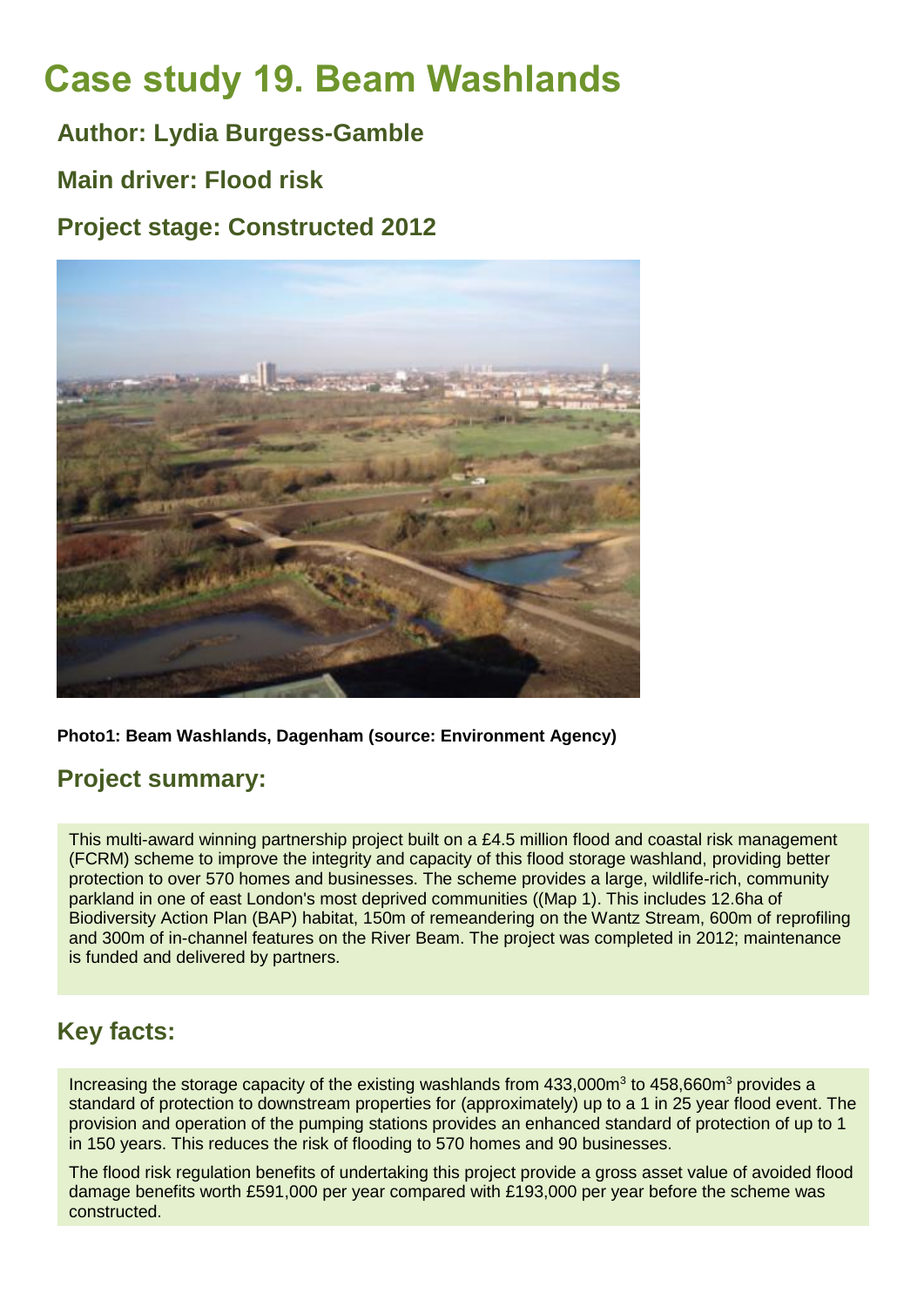# Case study 19. Beam Washlands

## Author: Lydia Burgess-Gamble

## Main driver: Flood risk

## Project stage: Constructed 2012

**Photo1: Beam Washlands, Dagenham (source: Environment Agency)**

## Project summary:

This multi-award winning partnership project built on a £4.5 million flood and coastal risk management (FCRM) scheme to improve the integrity and capacity of this flood storage washland, providing better protection to over 570 homes and businesses. The scheme provides a large, wildlife-rich, community parkland in one of east London's most deprived communities ((Map 1). This includes 12.6ha of Biodiversity Action Plan (BAP) habitat, 150m of remeandering on the Wantz Stream, 600m of reprofiling and 300m of in-channel features on the River Beam. The project was completed in 2012; maintenance is funded and delivered by partners.

## Key facts:

Increasing the storage capacity of the existing washlands from 433,000m$^3$ to 458,660m$^3$ provides a standard of protection to downstream properties for (approximately) up to a 1 in 25 year flood event. The provision and operation of the pumping stations provides an enhanced standard of protection of up to 1 in 150 years. This reduces the risk of flooding to 570 homes and 90 businesses.

The flood risk regulation benefits of undertaking this project provide a gross asset value of avoided flood damage benefits worth £591,000 per year compared with £193,000 per year before the scheme was constructed.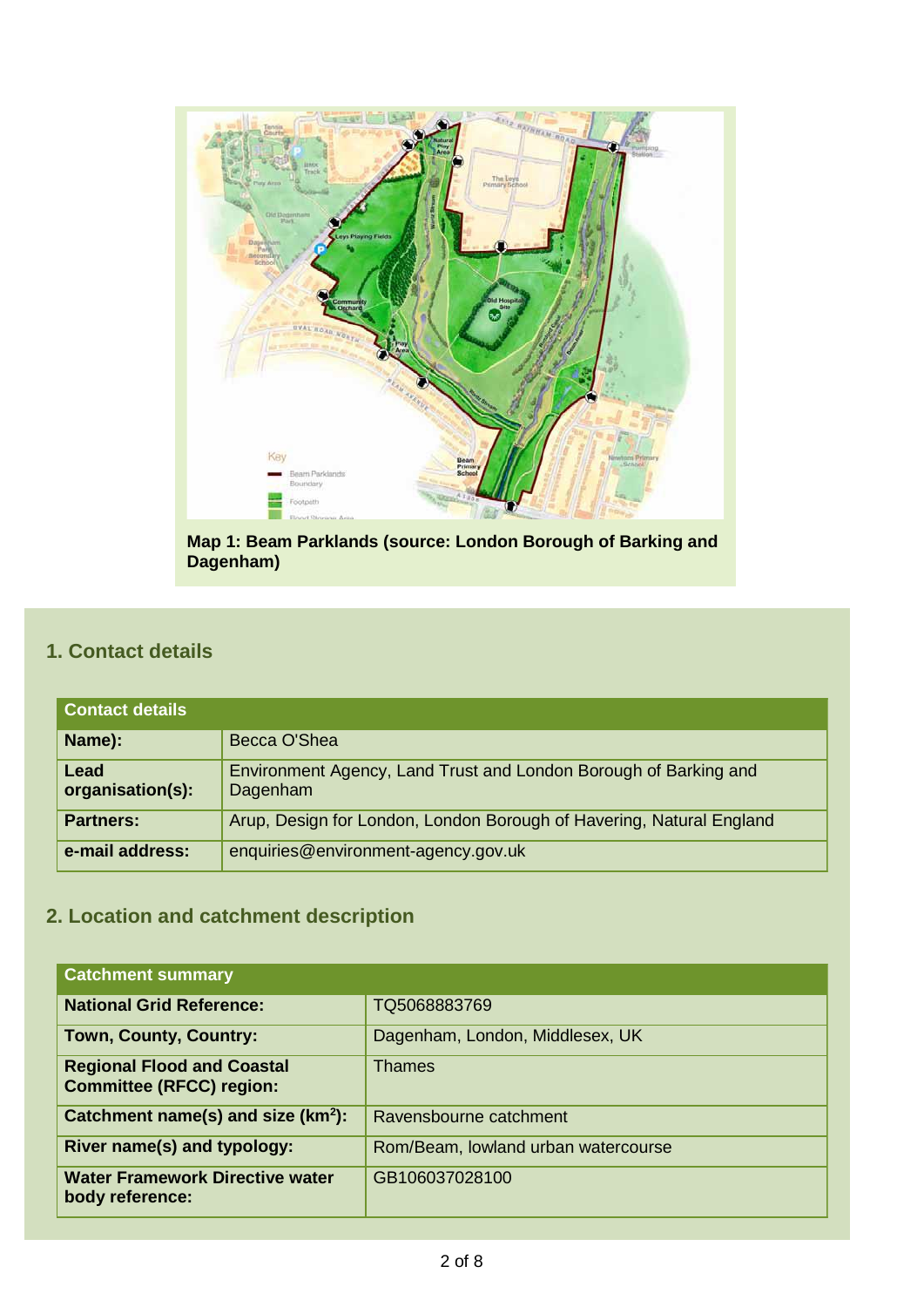Map 1: Beam Parklands (source: London Borough of Barking and Dagenham)

## 1. Contact details

| Contact details | |
|---|---|
| **Name):** | Becca O'Shea |
| **Lead organisation(s):** | Environment Agency, Land Trust and London Borough of Barking and Dagenham |
| **Partners:** | Arup, Design for London, London Borough of Havering, Natural England |
| **e-mail address:** | enquiries@environment-agency.gov.uk |

## 2. Location and catchment description

| Catchment summary | |
|---|---|
| **National Grid Reference:** | TQ5068883769 |
| **Town, County, Country:** | Dagenham, London, Middlesex, UK |
| **Regional Flood and Coastal Committee (RFCC) region:** | Thames |
| **Catchment name(s) and size ($km^2$):** | Ravensbourne catchment |
| **River name(s) and typology:** | Rom/Beam, lowland urban watercourse |
| **Water Framework Directive water body reference:** | GB106037028100 |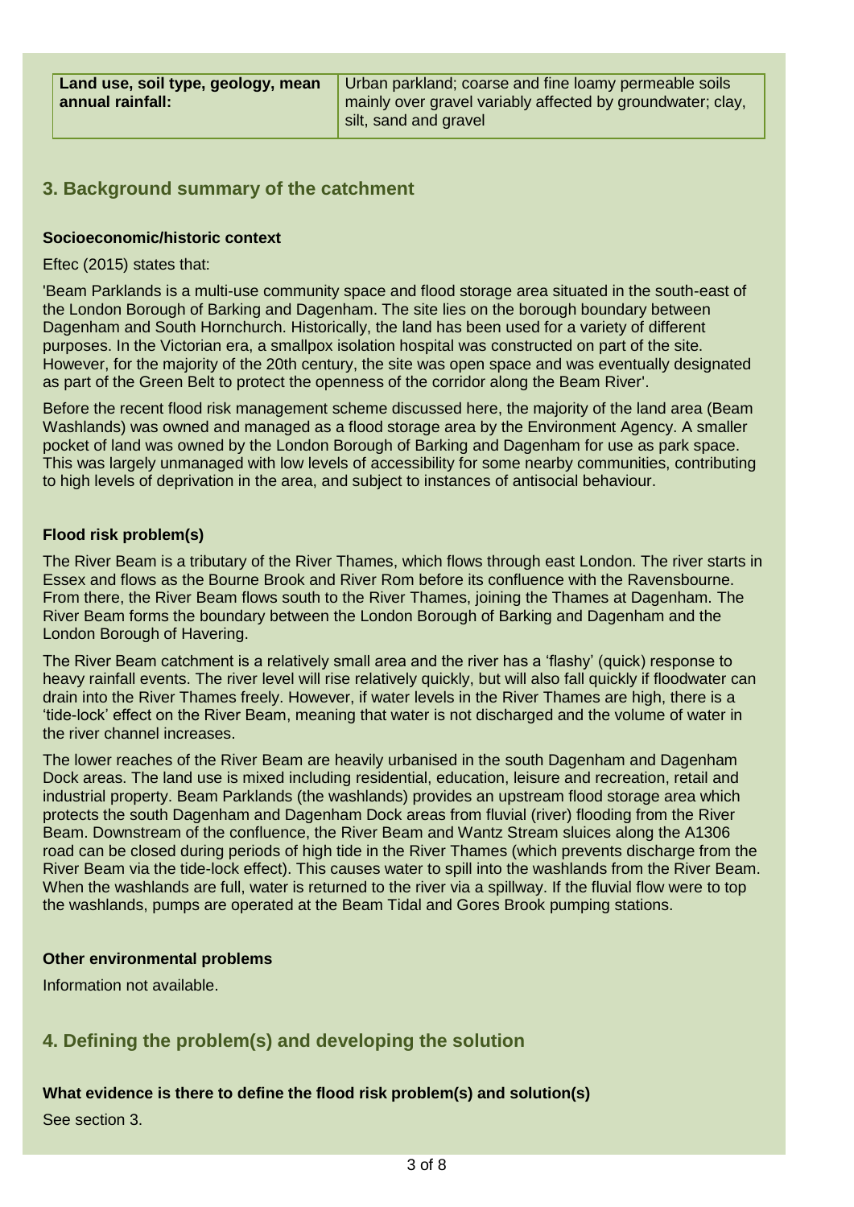| Land use, soil type, geology, mean annual rainfall: | Urban parkland; coarse and fine loamy permeable soils mainly over gravel variably affected by groundwater; clay, silt, sand and gravel |
|---|---|

## 3. Background summary of the catchment

### Socioeconomic/historic context

Eftec (2015) states that:

'Beam Parklands is a multi-use community space and flood storage area situated in the south-east of the London Borough of Barking and Dagenham. The site lies on the borough boundary between Dagenham and South Hornchurch. Historically, the land has been used for a variety of different purposes. In the Victorian era, a smallpox isolation hospital was constructed on part of the site. However, for the majority of the 20th century, the site was open space and was eventually designated as part of the Green Belt to protect the openness of the corridor along the Beam River'.

Before the recent flood risk management scheme discussed here, the majority of the land area (Beam Washlands) was owned and managed as a flood storage area by the Environment Agency. A smaller pocket of land was owned by the London Borough of Barking and Dagenham for use as park space. This was largely unmanaged with low levels of accessibility for some nearby communities, contributing to high levels of deprivation in the area, and subject to instances of antisocial behaviour.

### Flood risk problem(s)

The River Beam is a tributary of the River Thames, which flows through east London. The river starts in Essex and flows as the Bourne Brook and River Rom before its confluence with the Ravensbourne. From there, the River Beam flows south to the River Thames, joining the Thames at Dagenham. The River Beam forms the boundary between the London Borough of Barking and Dagenham and the London Borough of Havering.

The River Beam catchment is a relatively small area and the river has a 'flashy' (quick) response to heavy rainfall events. The river level will rise relatively quickly, but will also fall quickly if floodwater can drain into the River Thames freely. However, if water levels in the River Thames are high, there is a 'tide-lock' effect on the River Beam, meaning that water is not discharged and the volume of water in the river channel increases.

The lower reaches of the River Beam are heavily urbanised in the south Dagenham and Dagenham Dock areas. The land use is mixed including residential, education, leisure and recreation, retail and industrial property. Beam Parklands (the washlands) provides an upstream flood storage area which protects the south Dagenham and Dagenham Dock areas from fluvial (river) flooding from the River Beam. Downstream of the confluence, the River Beam and Wantz Stream sluices along the A1306 road can be closed during periods of high tide in the River Thames (which prevents discharge from the River Beam via the tide-lock effect). This causes water to spill into the washlands from the River Beam. When the washlands are full, water is returned to the river via a spillway. If the fluvial flow were to top the washlands, pumps are operated at the Beam Tidal and Gores Brook pumping stations.

### Other environmental problems

Information not available.

## 4. Defining the problem(s) and developing the solution

### What evidence is there to define the flood risk problem(s) and solution(s)

See section 3.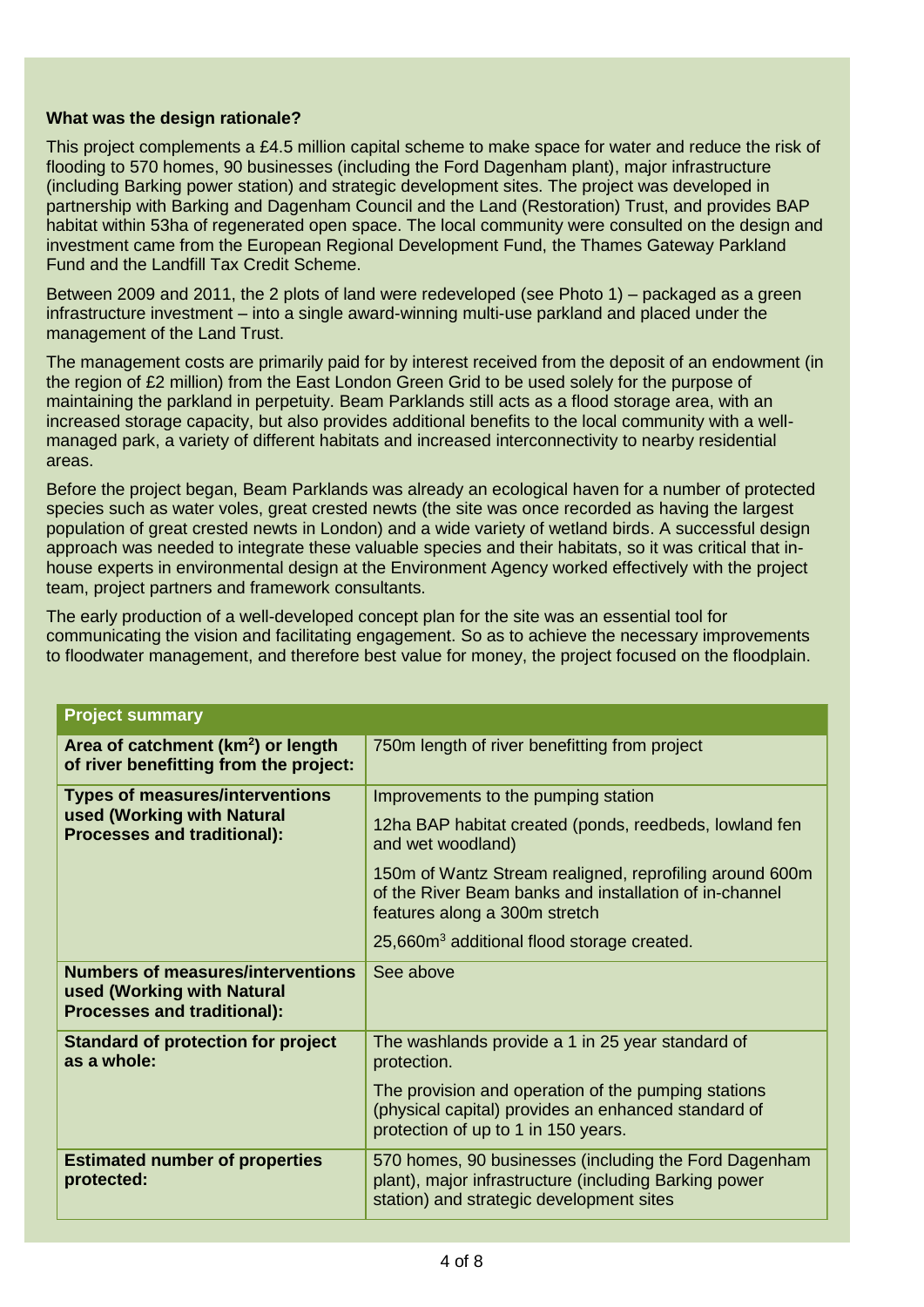**What was the design rationale?**

This project complements a £4.5 million capital scheme to make space for water and reduce the risk of flooding to 570 homes, 90 businesses (including the Ford Dagenham plant), major infrastructure (including Barking power station) and strategic development sites. The project was developed in partnership with Barking and Dagenham Council and the Land (Restoration) Trust, and provides BAP habitat within 53ha of regenerated open space. The local community were consulted on the design and investment came from the European Regional Development Fund, the Thames Gateway Parkland Fund and the Landfill Tax Credit Scheme.

Between 2009 and 2011, the 2 plots of land were redeveloped (see Photo 1) – packaged as a green infrastructure investment – into a single award-winning multi-use parkland and placed under the management of the Land Trust.

The management costs are primarily paid for by interest received from the deposit of an endowment (in the region of £2 million) from the East London Green Grid to be used solely for the purpose of maintaining the parkland in perpetuity. Beam Parklands still acts as a flood storage area, with an increased storage capacity, but also provides additional benefits to the local community with a well-managed park, a variety of different habitats and increased interconnectivity to nearby residential areas.

Before the project began, Beam Parklands was already an ecological haven for a number of protected species such as water voles, great crested newts (the site was once recorded as having the largest population of great crested newts in London) and a wide variety of wetland birds. A successful design approach was needed to integrate these valuable species and their habitats, so it was critical that in-house experts in environmental design at the Environment Agency worked effectively with the project team, project partners and framework consultants.

The early production of a well-developed concept plan for the site was an essential tool for communicating the vision and facilitating engagement. So as to achieve the necessary improvements to floodwater management, and therefore best value for money, the project focused on the floodplain.

| **Project summary** | |
|---|---|
| **Area of catchment (km$^2$) or length of river benefitting from the project:** | 750m length of river benefitting from project |
| **Types of measures/interventions used (Working with Natural Processes and traditional):** | Improvements to the pumping station<br><br>12ha BAP habitat created (ponds, reedbeds, lowland fen and wet woodland)<br><br>150m of Wantz Stream realigned, reprofiling around 600m of the River Beam banks and installation of in-channel features along a 300m stretch<br><br>25,660m$^3$ additional flood storage created. |
| **Numbers of measures/interventions used (Working with Natural Processes and traditional):** | See above |
| **Standard of protection for project as a whole:** | The washlands provide a 1 in 25 year standard of protection.<br><br>The provision and operation of the pumping stations (physical capital) provides an enhanced standard of protection of up to 1 in 150 years. |
| **Estimated number of properties protected:** | 570 homes, 90 businesses (including the Ford Dagenham plant), major infrastructure (including Barking power station) and strategic development sites |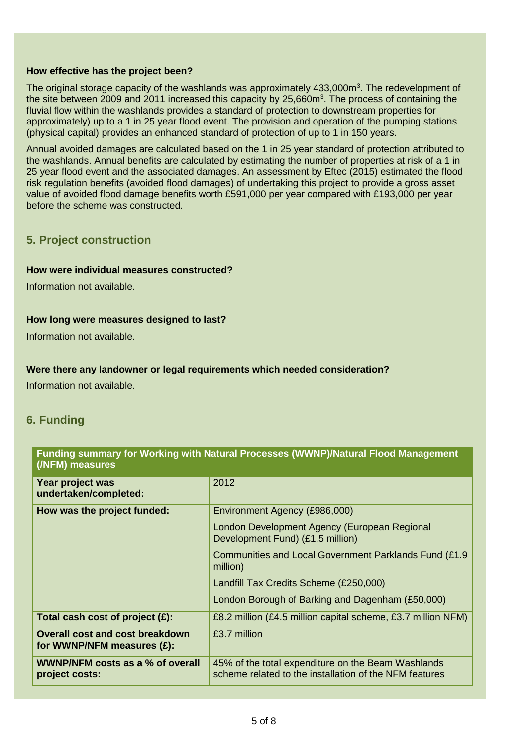**How effective has the project been?**

The original storage capacity of the washlands was approximately 433,000m$^3$. The redevelopment of the site between 2009 and 2011 increased this capacity by 25,660m$^3$. The process of containing the fluvial flow within the washlands provides a standard of protection to downstream properties for approximately) up to a 1 in 25 year flood event. The provision and operation of the pumping stations (physical capital) provides an enhanced standard of protection of up to 1 in 150 years.

Annual avoided damages are calculated based on the 1 in 25 year standard of protection attributed to the washlands. Annual benefits are calculated by estimating the number of properties at risk of a 1 in 25 year flood event and the associated damages. An assessment by Eftec (2015) estimated the flood risk regulation benefits (avoided flood damages) of undertaking this project to provide a gross asset value of avoided flood damage benefits worth £591,000 per year compared with £193,000 per year before the scheme was constructed.

## 5. Project construction

**How were individual measures constructed?**

Information not available.

**How long were measures designed to last?**

Information not available.

**Were there any landowner or legal requirements which needed consideration?**

Information not available.

## 6. Funding

| Funding summary for Working with Natural Processes (WWNP)/Natural Flood Management (/NFM) measures | |
|---|---|
| **Year project was undertaken/completed:** | 2012 |
| **How was the project funded:** | Environment Agency (£986,000)<br>London Development Agency (European Regional Development Fund) (£1.5 million)<br>Communities and Local Government Parklands Fund (£1.9 million)<br>Landfill Tax Credits Scheme (£250,000)<br>London Borough of Barking and Dagenham (£50,000) |
| **Total cash cost of project (£):** | £8.2 million (£4.5 million capital scheme, £3.7 million NFM) |
| **Overall cost and cost breakdown for WWNP/NFM measures (£):** | £3.7 million |
| **WWNP/NFM costs as a % of overall project costs:** | 45% of the total expenditure on the Beam Washlands scheme related to the installation of the NFM features |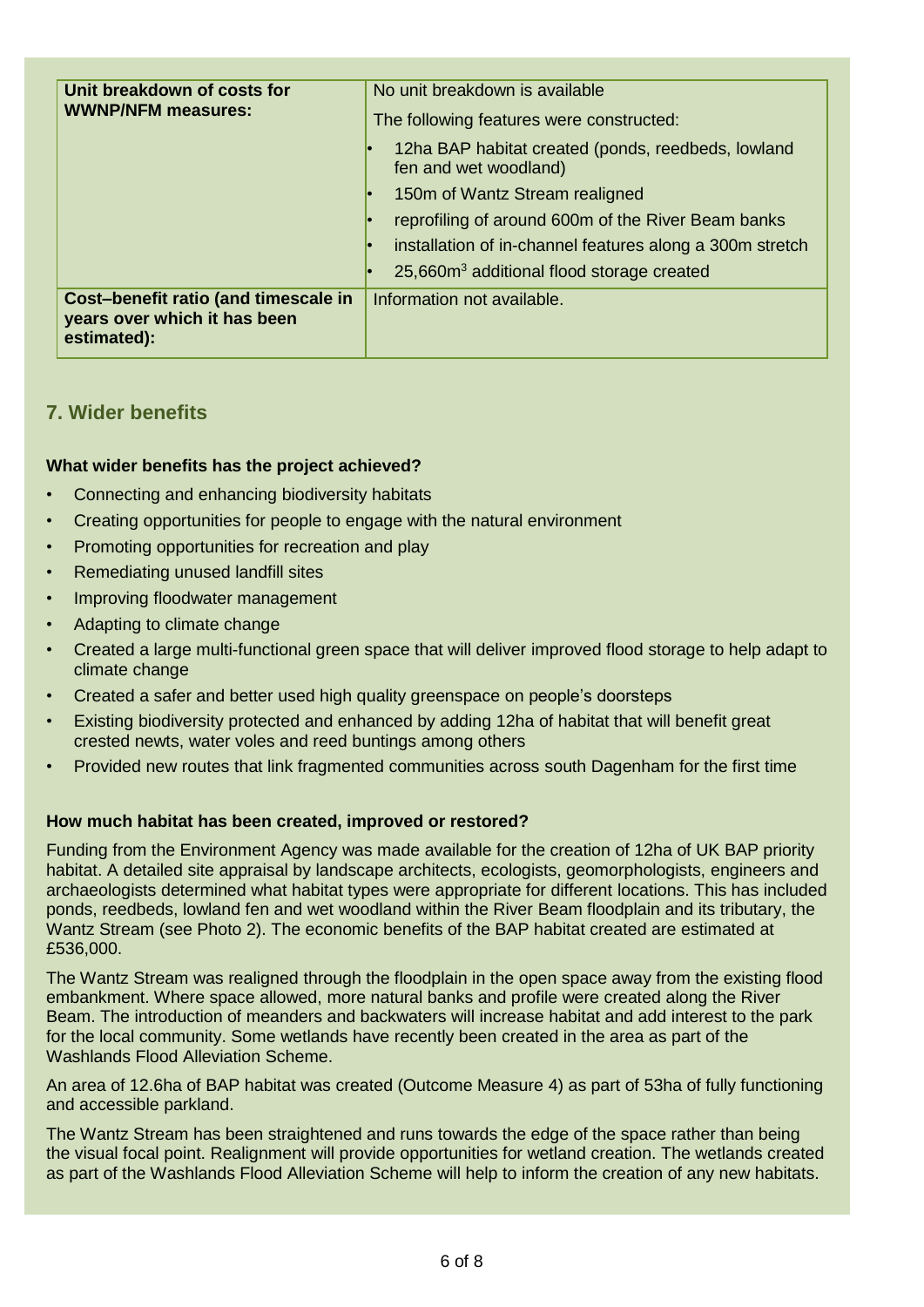| Unit breakdown of costs for WWNP/NFM measures: | No unit breakdown is available<br><br>The following features were constructed:<br><br>• 12ha BAP habitat created (ponds, reedbeds, lowland fen and wet woodland)<br>• 150m of Wantz Stream realigned<br>• reprofiling of around 600m of the River Beam banks<br>• installation of in-channel features along a 300m stretch<br>• 25,660m$^3$ additional flood storage created |
|---|---|
| **Cost–benefit ratio (and timescale in years over which it has been estimated):** | Information not available. |

## 7. Wider benefits

**What wider benefits has the project achieved?**

- Connecting and enhancing biodiversity habitats
- Creating opportunities for people to engage with the natural environment
- Promoting opportunities for recreation and play
- Remediating unused landfill sites
- Improving floodwater management
- Adapting to climate change
- Created a large multi-functional green space that will deliver improved flood storage to help adapt to climate change
- Created a safer and better used high quality greenspace on people's doorsteps
- Existing biodiversity protected and enhanced by adding 12ha of habitat that will benefit great crested newts, water voles and reed buntings among others
- Provided new routes that link fragmented communities across south Dagenham for the first time

**How much habitat has been created, improved or restored?**

Funding from the Environment Agency was made available for the creation of 12ha of UK BAP priority habitat. A detailed site appraisal by landscape architects, ecologists, geomorphologists, engineers and archaeologists determined what habitat types were appropriate for different locations. This has included ponds, reedbeds, lowland fen and wet woodland within the River Beam floodplain and its tributary, the Wantz Stream (see Photo 2). The economic benefits of the BAP habitat created are estimated at £536,000.

The Wantz Stream was realigned through the floodplain in the open space away from the existing flood embankment. Where space allowed, more natural banks and profile were created along the River Beam. The introduction of meanders and backwaters will increase habitat and add interest to the park for the local community. Some wetlands have recently been created in the area as part of the Washlands Flood Alleviation Scheme.

An area of 12.6ha of BAP habitat was created (Outcome Measure 4) as part of 53ha of fully functioning and accessible parkland.

The Wantz Stream has been straightened and runs towards the edge of the space rather than being the visual focal point. Realignment will provide opportunities for wetland creation. The wetlands created as part of the Washlands Flood Alleviation Scheme will help to inform the creation of any new habitats.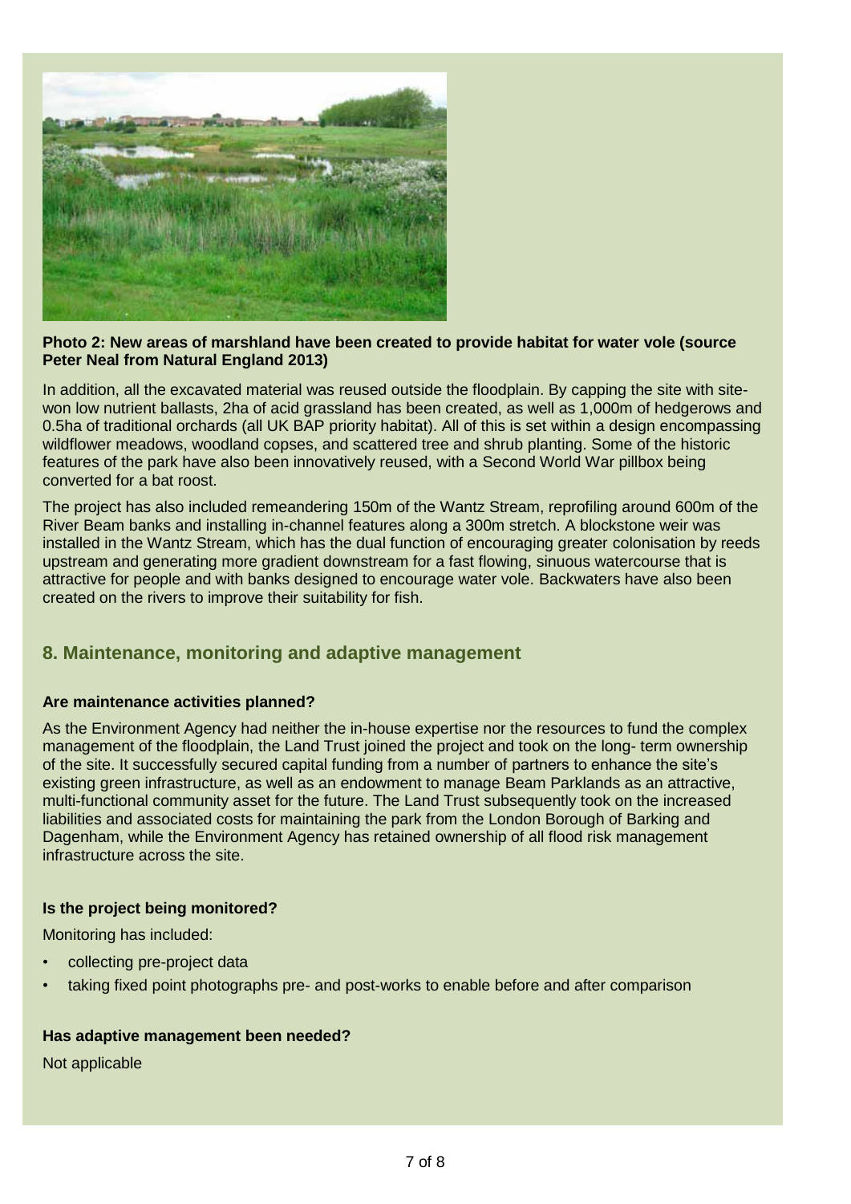**Photo 2: New areas of marshland have been created to provide habitat for water vole (source Peter Neal from Natural England 2013)**

In addition, all the excavated material was reused outside the floodplain. By capping the site with site-won low nutrient ballasts, 2ha of acid grassland has been created, as well as 1,000m of hedgerows and 0.5ha of traditional orchards (all UK BAP priority habitat). All of this is set within a design encompassing wildflower meadows, woodland copses, and scattered tree and shrub planting. Some of the historic features of the park have also been innovatively reused, with a Second World War pillbox being converted for a bat roost.

The project has also included remeandering 150m of the Wantz Stream, reprofiling around 600m of the River Beam banks and installing in-channel features along a 300m stretch. A blockstone weir was installed in the Wantz Stream, which has the dual function of encouraging greater colonisation by reeds upstream and generating more gradient downstream for a fast flowing, sinuous watercourse that is attractive for people and with banks designed to encourage water vole. Backwaters have also been created on the rivers to improve their suitability for fish.

## 8. Maintenance, monitoring and adaptive management

**Are maintenance activities planned?**

As the Environment Agency had neither the in-house expertise nor the resources to fund the complex management of the floodplain, the Land Trust joined the project and took on the long- term ownership of the site. It successfully secured capital funding from a number of partners to enhance the site's existing green infrastructure, as well as an endowment to manage Beam Parklands as an attractive, multi-functional community asset for the future. The Land Trust subsequently took on the increased liabilities and associated costs for maintaining the park from the London Borough of Barking and Dagenham, while the Environment Agency has retained ownership of all flood risk management infrastructure across the site.

**Is the project being monitored?**

Monitoring has included:

- collecting pre-project data
- taking fixed point photographs pre- and post-works to enable before and after comparison

**Has adaptive management been needed?**

Not applicable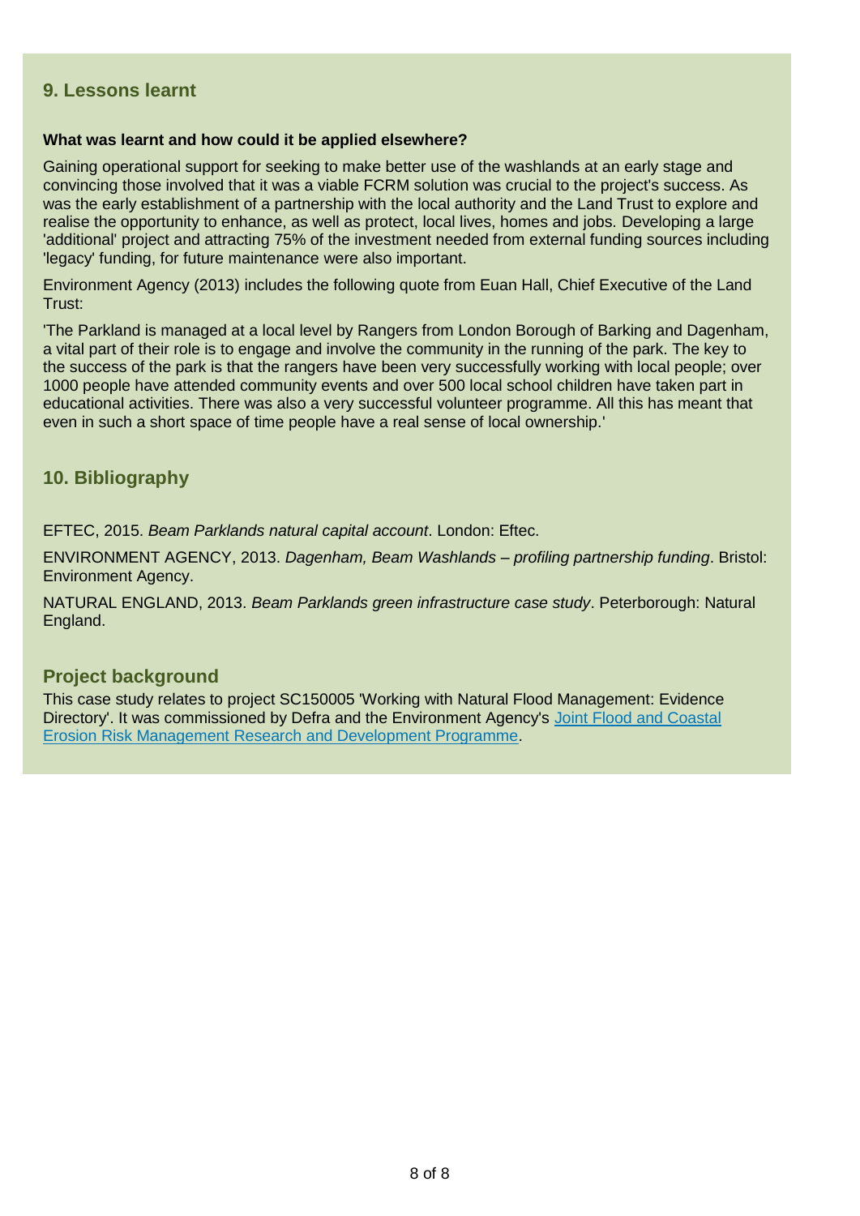## 9. Lessons learnt

**What was learnt and how could it be applied elsewhere?**

Gaining operational support for seeking to make better use of the washlands at an early stage and convincing those involved that it was a viable FCRM solution was crucial to the project's success. As was the early establishment of a partnership with the local authority and the Land Trust to explore and realise the opportunity to enhance, as well as protect, local lives, homes and jobs. Developing a large 'additional' project and attracting 75% of the investment needed from external funding sources including 'legacy' funding, for future maintenance were also important.

Environment Agency (2013) includes the following quote from Euan Hall, Chief Executive of the Land Trust:

'The Parkland is managed at a local level by Rangers from London Borough of Barking and Dagenham, a vital part of their role is to engage and involve the community in the running of the park. The key to the success of the park is that the rangers have been very successfully working with local people; over 1000 people have attended community events and over 500 local school children have taken part in educational activities. There was also a very successful volunteer programme. All this has meant that even in such a short space of time people have a real sense of local ownership.'

## 10. Bibliography

EFTEC, 2015. *Beam Parklands natural capital account*. London: Eftec.

ENVIRONMENT AGENCY, 2013. *Dagenham, Beam Washlands – profiling partnership funding*. Bristol: Environment Agency.

NATURAL ENGLAND, 2013. *Beam Parklands green infrastructure case study*. Peterborough: Natural England.

## Project background

This case study relates to project SC150005 'Working with Natural Flood Management: Evidence Directory'. It was commissioned by Defra and the Environment Agency's Joint Flood and Coastal Erosion Risk Management Research and Development Programme.